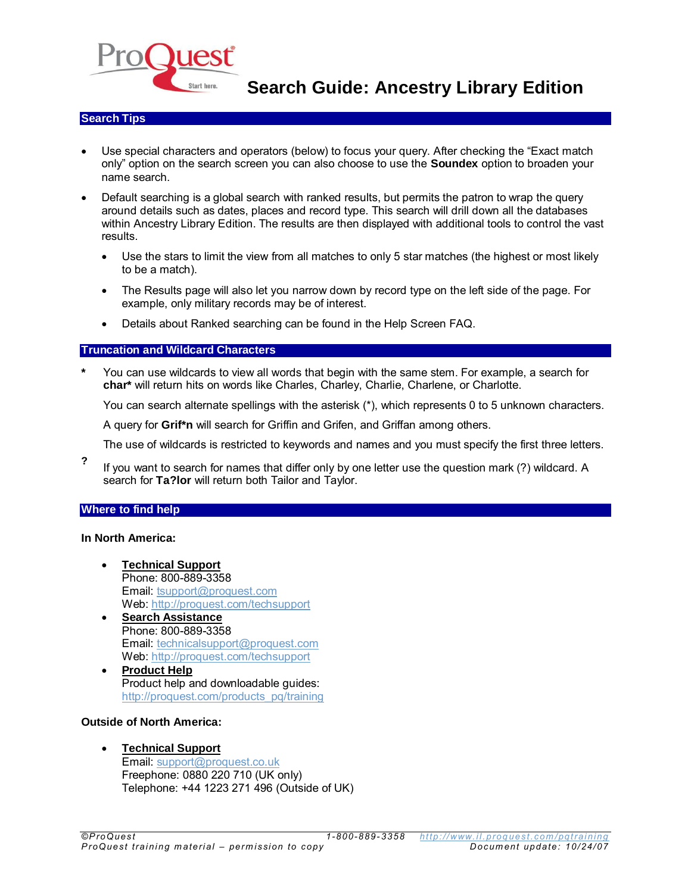# Search Guide: Ancestry Library Edition

## Search Tips

- Use special characters and operators (below) to focus your query. After checking the "Exact match only" option on the search screen you can also choose to use the **Soundex** option to broaden your name search.
- Default searching is a global search with ranked results, but permits the patron to wrap the query around details such as dates, places and record type. This search will drill down all the databases within Ancestry Library Edition. The results are then displayed with additional tools to control the vast results.
  - Use the stars to limit the view from all matches to only 5 star matches (the highest or most likely to be a match).
  - The Results page will also let you narrow down by record type on the left side of the page. For example, only military records may be of interest.
  - Details about Ranked searching can be found in the Help Screen FAQ.

## Truncation and Wildcard Characters

**\*** You can use wildcards to view all words that begin with the same stem. For example, a search for **char*** will return hits on words like Charles, Charley, Charlie, Charlene, or Charlotte.

You can search alternate spellings with the asterisk (*), which represents 0 to 5 unknown characters.

A query for **Grif*n** will search for Griffin and Grifen, and Griffan among others.

The use of wildcards is restricted to keywords and names and you must specify the first three letters.

**?** If you want to search for names that differ only by one letter use the question mark (?) wildcard. A search for **Ta?lor** will return both Tailor and Taylor.

## Where to find help

**In North America:**

- **Technical Support**
  Phone: 800-889-3358
  Email: tsupport@proquest.com
  Web: http://proquest.com/techsupport
- **Search Assistance**
  Phone: 800-889-3358
  Email: technicalsupport@proquest.com
  Web: http://proquest.com/techsupport
- **Product Help**
  Product help and downloadable guides:
  http://proquest.com/products_pq/training

**Outside of North America:**

- **Technical Support**
  Email: support@proquest.co.uk
  Freephone: 0880 220 710 (UK only)
  Telephone: +44 1223 271 496 (Outside of UK)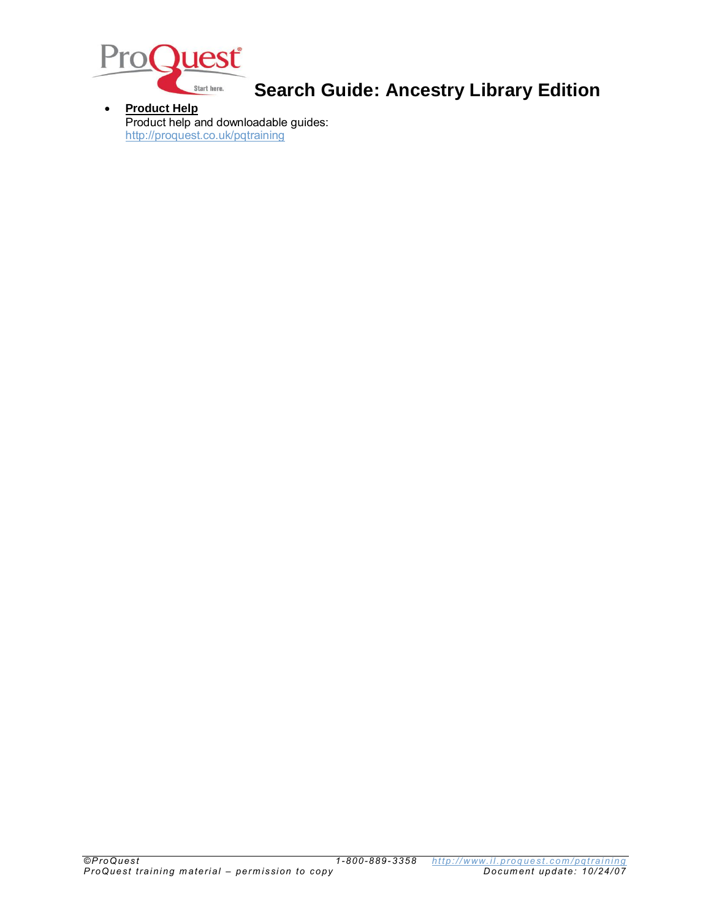- **Product Help**
  Product help and downloadable guides:
  http://proquest.co.uk/pqtraining